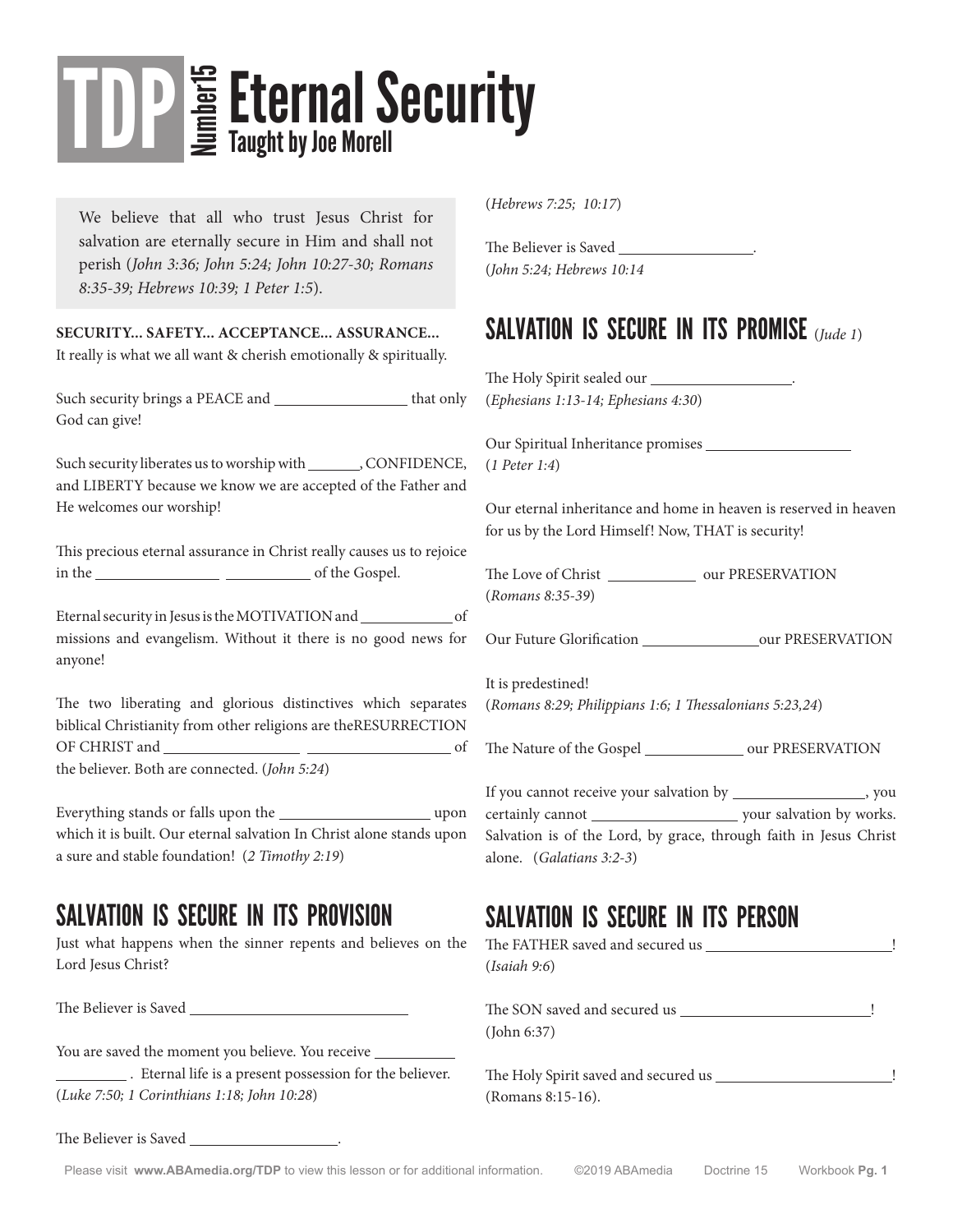# TDP Number15 Eternal Security

**Taught by Joe Morell**

> We believe that all who trust Jesus Christ for salvation are eternally secure in Him and shall not perish (*John 3:36; John 5:24; John 10:27-30; Romans 8:35-39; Hebrews 10:39; 1 Peter 1:5*).

**SECURITY... SAFETY... ACCEPTANCE... ASSURANCE...**
It really is what we all want & cherish emotionally & spiritually.

Such security brings a PEACE and ________________ that only God can give!

Such security liberates us to worship with ______, CONFIDENCE, and LIBERTY because we know we are accepted of the Father and He welcomes our worship!

This precious eternal assurance in Christ really causes us to rejoice in the ______________ __________ of the Gospel.

Eternal security in Jesus is the MOTIVATION and ___________ of missions and evangelism. Without it there is no good news for anyone!

The two liberating and glorious distinctives which separates biblical Christianity from other religions are theRESURRECTION OF CHRIST and ________________ ________________ of the believer. Both are connected. (*John 5:24*)

Everything stands or falls upon the __________________ upon which it is built. Our eternal salvation In Christ alone stands upon a sure and stable foundation! (*2 Timothy 2:19*)

## SALVATION IS SECURE IN ITS PROVISION

Just what happens when the sinner repents and believes on the Lord Jesus Christ?

The Believer is Saved ___________________________

You are saved the moment you believe. You receive __________ _________ . Eternal life is a present possession for the believer. (*Luke 7:50; 1 Corinthians 1:18; John 10:28*)

The Believer is Saved __________________.
(*Hebrews 7:25; 10:17*)

The Believer is Saved ________________.
(*John 5:24; Hebrews 10:14*

## SALVATION IS SECURE IN ITS PROMISE (*Jude 1*)

The Holy Spirit sealed our _________________.
(*Ephesians 1:13-14; Ephesians 4:30*)

Our Spiritual Inheritance promises _________________
(*1 Peter 1:4*)

Our eternal inheritance and home in heaven is reserved in heaven for us by the Lord Himself! Now, THAT is security!

The Love of Christ ___________ our PRESERVATION
(*Romans 8:35-39*)

Our Future Glorification ______________our PRESERVATION

It is predestined!
(*Romans 8:29; Philippians 1:6; 1 Thessalonians 5:23,24*)

The Nature of the Gospel ____________ our PRESERVATION

If you cannot receive your salvation by ________________, you certainly cannot __________________ your salvation by works. Salvation is of the Lord, by grace, through faith in Jesus Christ alone. (*Galatians 3:2-3*)

## SALVATION IS SECURE IN ITS PERSON

The FATHER saved and secured us _______________________!
(*Isaiah 9:6*)

The SON saved and secured us _______________________!
(John 6:37)

The Holy Spirit saved and secured us ______________________!
(Romans 8:15-16).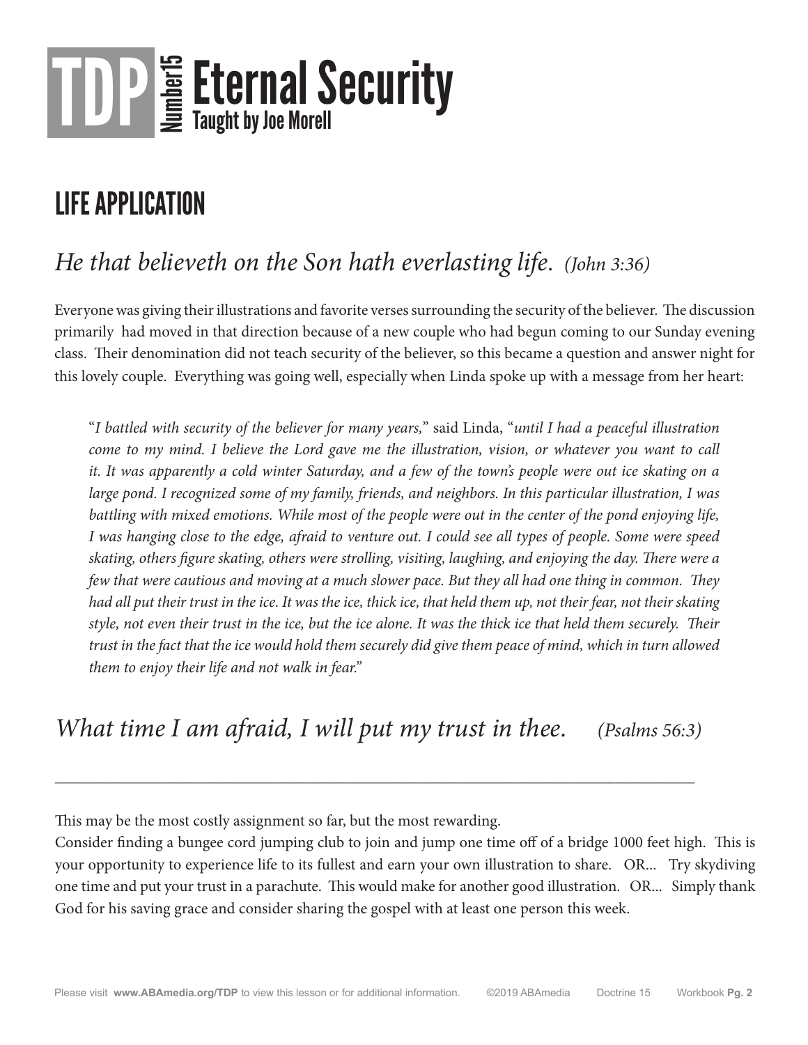# TDP Number 15 Eternal Security

Taught by Joe Morell

## LIFE APPLICATION

### *He that believeth on the Son hath everlasting life. (John 3:36)*

Everyone was giving their illustrations and favorite verses surrounding the security of the believer. The discussion primarily had moved in that direction because of a new couple who had begun coming to our Sunday evening class. Their denomination did not teach security of the believer, so this became a question and answer night for this lovely couple. Everything was going well, especially when Linda spoke up with a message from her heart:

> "*I battled with security of the believer for many years,*" said Linda, "*until I had a peaceful illustration come to my mind. I believe the Lord gave me the illustration, vision, or whatever you want to call it. It was apparently a cold winter Saturday, and a few of the town's people were out ice skating on a large pond. I recognized some of my family, friends, and neighbors. In this particular illustration, I was battling with mixed emotions. While most of the people were out in the center of the pond enjoying life, I was hanging close to the edge, afraid to venture out. I could see all types of people. Some were speed skating, others figure skating, others were strolling, visiting, laughing, and enjoying the day. There were a few that were cautious and moving at a much slower pace. But they all had one thing in common. They had all put their trust in the ice. It was the ice, thick ice, that held them up, not their fear, not their skating style, not even their trust in the ice, but the ice alone. It was the thick ice that held them securely. Their trust in the fact that the ice would hold them securely did give them peace of mind, which in turn allowed them to enjoy their life and not walk in fear.*"

### *What time I am afraid, I will put my trust in thee. (Psalms 56:3)*

---

This may be the most costly assignment so far, but the most rewarding.
Consider finding a bungee cord jumping club to join and jump one time off of a bridge 1000 feet high. This is your opportunity to experience life to its fullest and earn your own illustration to share. OR... Try skydiving one time and put your trust in a parachute. This would make for another good illustration. OR... Simply thank God for his saving grace and consider sharing the gospel with at least one person this week.